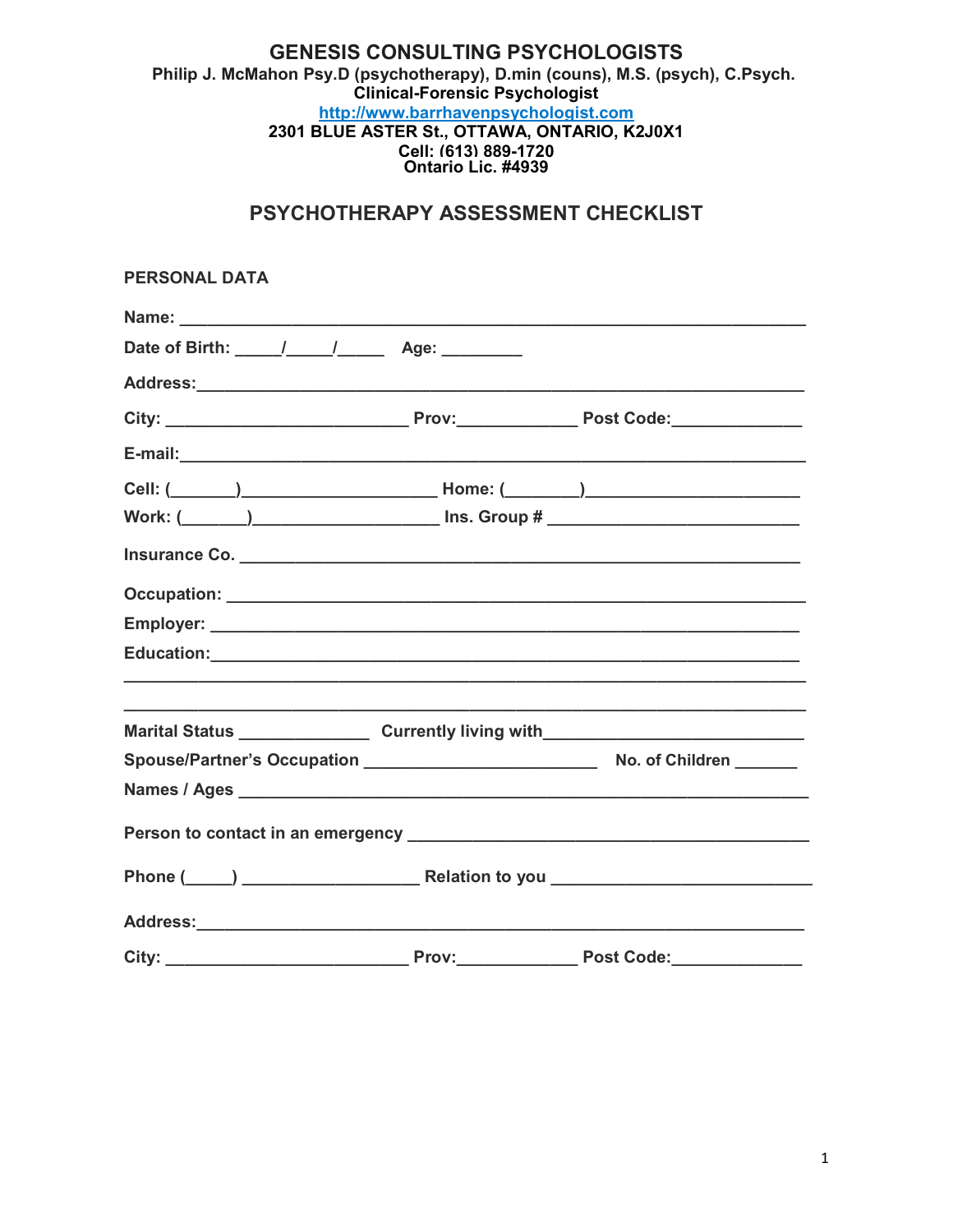# GENESIS CONSULTING PSYCHOLOGISTS

**Philip J. McMahon Psy.D (psychotherapy), D.min (couns), M.S. (psych), C.Psych.**
**Clinical-Forensic Psychologist**
**[http://www.barrhavenpsychologist.com](http://www.barrhavenpsychologist.com)**
**2301 BLUE ASTER St., OTTAWA, ONTARIO, K2J0X1**
**Cell: (613) 889-1720**
**Ontario Lic. #4939**

## PSYCHOTHERAPY ASSESSMENT CHECKLIST

### PERSONAL DATA

**Name:** ___________________________________________________________________

**Date of Birth:** _____/_____/_____ **Age:** _________

**Address:** _________________________________________________________________

**City:** __________________________ **Prov:** _____________ **Post Code:** ______________

**E-mail:** __________________________________________________________________

**Cell:** (_______)_____________________ **Home:** (________)______________________

**Work:** (_______)___________________ **Ins. Group #** __________________________

**Insurance Co.** ______________________________________________________________

**Occupation:** _______________________________________________________________

**Employer:** _________________________________________________________________

**Education:** ________________________________________________________________

__________________________________________________________________________

__________________________________________________________________________

**Marital Status** ______________ **Currently living with** ___________________________

**Spouse/Partner's Occupation** ________________________ **No. of Children** _______

**Names / Ages** _______________________________________________________________

**Person to contact in an emergency** _____________________________________________

**Phone** (_____) __________________ **Relation to you** ___________________________

**Address:** _________________________________________________________________

**City:** __________________________ **Prov:** _____________ **Post Code:** ______________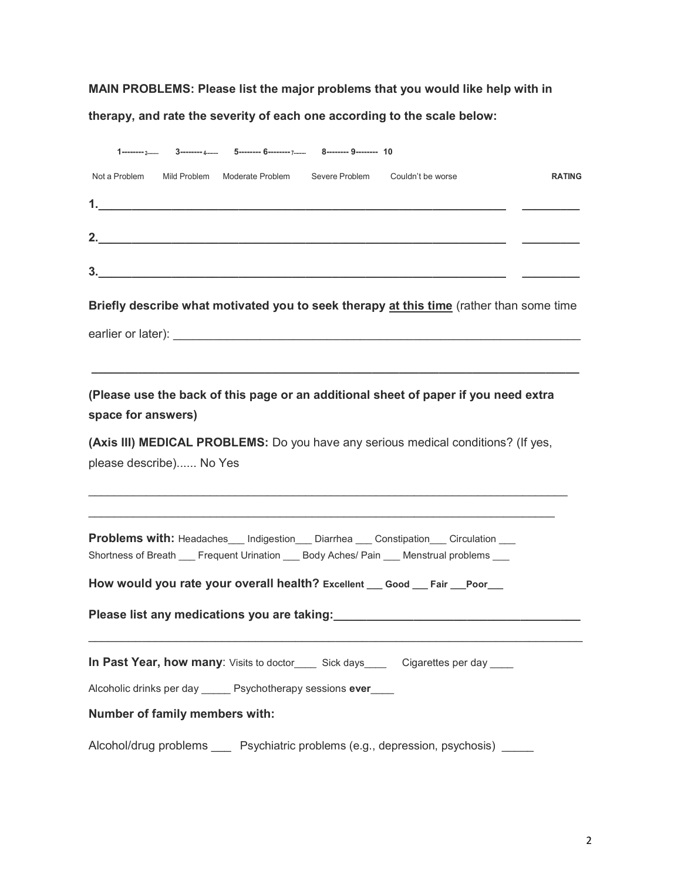**MAIN PROBLEMS: Please list the major problems that you would like help with in therapy, and rate the severity of each one according to the scale below:**

1--------2-------- 3--------4-------- 5-------- 6--------7-------- 8-------- 9-------- 10

Not a Problem | Mild Problem | Moderate Problem | Severe Problem | Couldn't be worse

**RATING**

**1.**______________________________________________________________ ________

**2.**______________________________________________________________ ________

**3.**______________________________________________________________ ________

**Briefly describe what motivated you to seek therapy** **<u>at this time</u>** (rather than some time earlier or later): ______________________________________________________________

______________________________________________________________________

**(Please use the back of this page or an additional sheet of paper if you need extra space for answers)**

**(Axis III) MEDICAL PROBLEMS:** Do you have any serious medical conditions? (If yes, please describe)...... No Yes

______________________________________________________________________

______________________________________________________________________

**Problems with:** Headaches___ Indigestion___ Diarrhea ___ Constipation___ Circulation ___ Shortness of Breath ___ Frequent Urination ___ Body Aches/ Pain ___ Menstrual problems ___

**How would you rate your overall health? Excellent ___ Good ___ Fair ___Poor___**

**Please list any medications you are taking:**____________________________________

______________________________________________________________________

**In Past Year, how many**: Visits to doctor____ Sick days____ Cigarettes per day ____

Alcoholic drinks per day _____ Psychotherapy sessions **ever**____

**Number of family members with:**

Alcohol/drug problems ___ Psychiatric problems (e.g., depression, psychosis) _____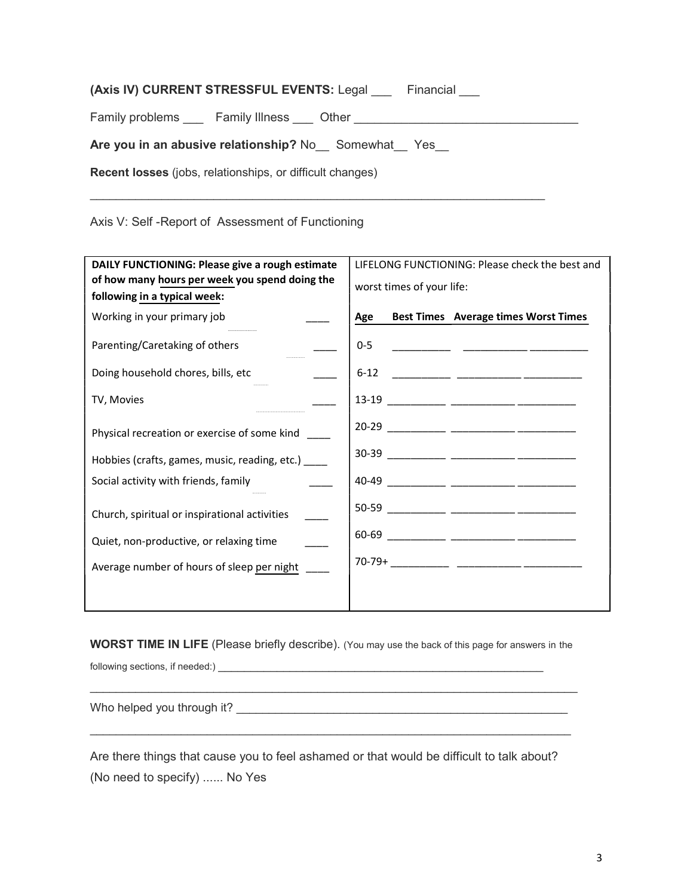**(Axis IV) CURRENT STRESSFUL EVENTS:** Legal ___ Financial ___

Family problems ___ Family Illness ___ Other ________________________________

**Are you in an abusive relationship?** No__ Somewhat__ Yes__

**Recent losses** (jobs, relationships, or difficult changes)

_____________________________________________________________________

Axis V: Self -Report of Assessment of Functioning

| **DAILY FUNCTIONING: Please give a rough estimate of how many hours per week you spend doing the following in a typical week:** | | LIFELONG FUNCTIONING: Please check the best and worst times of your life: | | | |
|---|---|---|---|---|---|
| | | **Age** | **Best Times** | **Average times** | **Worst Times** |
| Working in your primary job | ____ | 0-5 | __________ | ___________ | __________ |
| Parenting/Caretaking of others | ____ | 6-12 | __________ | ___________ | __________ |
| Doing household chores, bills, etc | ____ | 13-19 | __________ | ___________ | __________ |
| TV, Movies | ____ | 20-29 | __________ | ___________ | __________ |
| Physical recreation or exercise of some kind | ____ | 30-39 | __________ | ___________ | __________ |
| Hobbies (crafts, games, music, reading, etc.) | ____ | 40-49 | __________ | ___________ | __________ |
| Social activity with friends, family | ____ | 50-59 | __________ | ___________ | __________ |
| Church, spiritual or inspirational activities | ____ | 60-69 | __________ | ___________ | __________ |
| Quiet, non-productive, or relaxing time | ____ | 70-79+ | __________ | ___________ | __________ |
| Average number of hours of sleep per night | ____ | | | | |

**WORST TIME IN LIFE** (Please briefly describe). (You may use the back of this page for answers in the following sections, if needed:) ____________________________________________________________

_____________________________________________________________________

Who helped you through it? ____________________________________________________

_____________________________________________________________________

Are there things that cause you to feel ashamed or that would be difficult to talk about? (No need to specify) ...... No Yes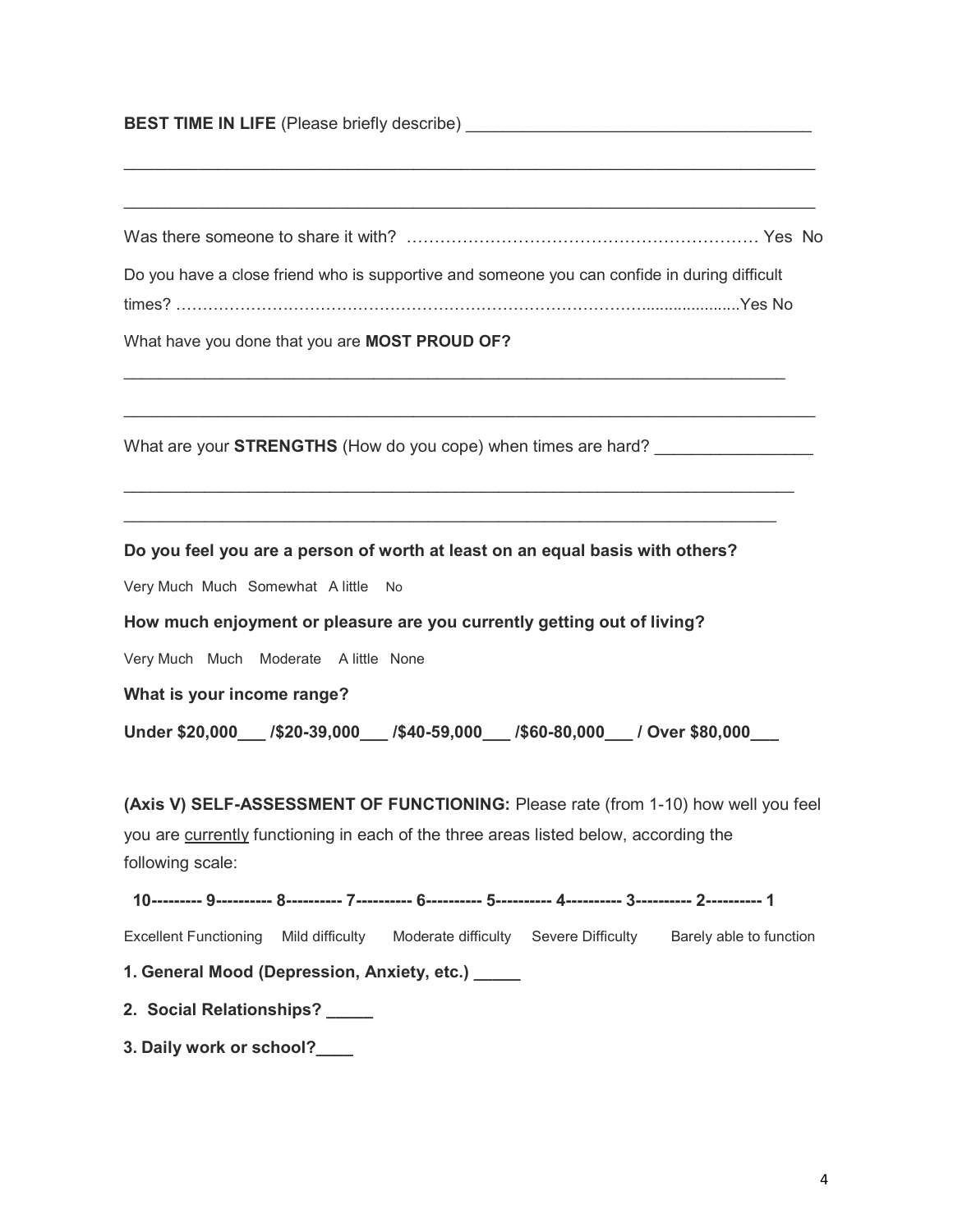**BEST TIME IN LIFE** (Please briefly describe) ______________________________________

_______________________________________________________________________________

_______________________________________________________________________________

Was there someone to share it with? ………………………………………………………… Yes No

Do you have a close friend who is supportive and someone you can confide in during difficult times? …………………………………………………………………………….....................Yes No

What have you done that you are **MOST PROUD OF?**

_______________________________________________________________________________

_______________________________________________________________________________

What are your **STRENGTHS** (How do you cope) when times are hard? _________________

_______________________________________________________________________________

_______________________________________________________________________________

**Do you feel you are a person of worth at least on an equal basis with others?**

Very Much Much Somewhat A little No

**How much enjoyment or pleasure are you currently getting out of living?**

Very Much Much Moderate A little None

**What is your income range?**

**Under $20,000___ /$20-39,000___ /$40-59,000___ /$60-80,000___ / Over $80,000___**

**(Axis V) SELF-ASSESSMENT OF FUNCTIONING:** Please rate (from 1-10) how well you feel you are currently functioning in each of the three areas listed below, according the following scale:

**10--------- 9---------- 8---------- 7---------- 6---------- 5---------- 4---------- 3---------- 2---------- 1**

Excellent Functioning Mild difficulty Moderate difficulty Severe Difficulty Barely able to function

**1. General Mood (Depression, Anxiety, etc.) _____**

**2. Social Relationships? _____**

**3. Daily work or school?____**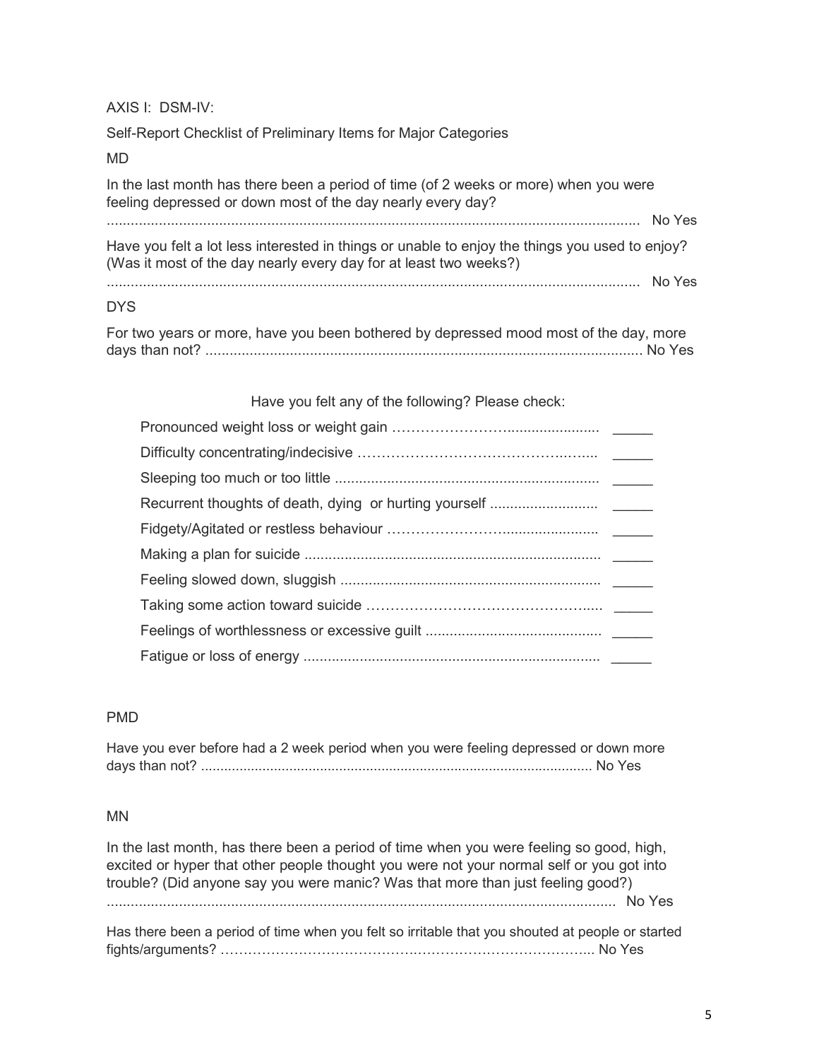AXIS I: DSM-IV:

Self-Report Checklist of Preliminary Items for Major Categories

MD

In the last month has there been a period of time (of 2 weeks or more) when you were feeling depressed or down most of the day nearly every day?
........................................................................................................................................ No Yes

Have you felt a lot less interested in things or unable to enjoy the things you used to enjoy? (Was it most of the day nearly every day for at least two weeks?)
........................................................................................................................................ No Yes

DYS

For two years or more, have you been bothered by depressed mood most of the day, more days than not? ............................................................................................................ No Yes

Have you felt any of the following? Please check:

Pronounced weight loss or weight gain ………………………....................... _____
Difficulty concentrating/indecisive ……………………………………..….... _____
Sleeping too much or too little ................................................................... _____
Recurrent thoughts of death, dying or hurting yourself ........................... _____
Fidgety/Agitated or restless behaviour ………………………...................... _____
Making a plan for suicide .......................................................................... _____
Feeling slowed down, sluggish ................................................................. _____
Taking some action toward suicide …………………………………………..... _____
Feelings of worthlessness or excessive guilt ........................................... _____
Fatigue or loss of energy .......................................................................... _____

PMD

Have you ever before had a 2 week period when you were feeling depressed or down more days than not? .................................................................................................. No Yes

MN

In the last month, has there been a period of time when you were feeling so good, high, excited or hyper that other people thought you were not your normal self or you got into trouble? (Did anyone say you were manic? Was that more than just feeling good?)
.............................................................................................................................. No Yes

Has there been a period of time when you felt so irritable that you shouted at people or started fights/arguments? ……………………………….…………………………………... No Yes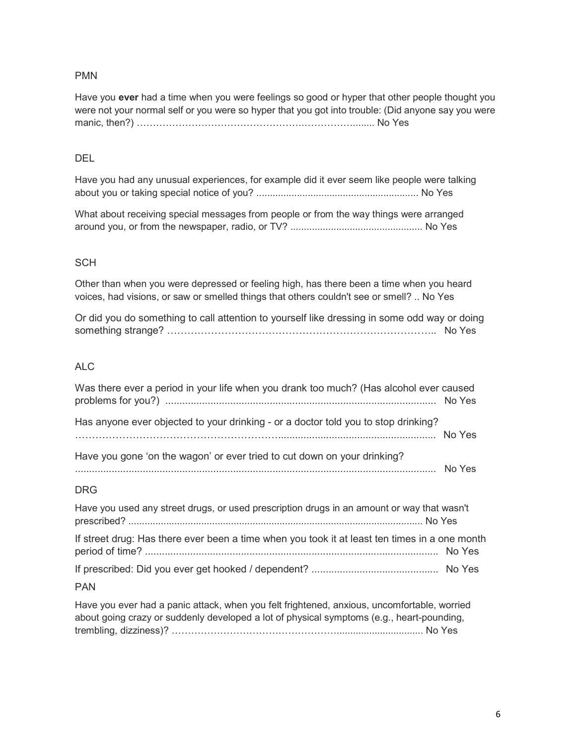PMN

Have you **ever** had a time when you were feelings so good or hyper that other people thought you were not your normal self or you were so hyper that you got into trouble: (Did anyone say you were manic, then?) …………………………………………………………......... No Yes

DEL

Have you had any unusual experiences, for example did it ever seem like people were talking about you or taking special notice of you? ........................................................... No Yes

What about receiving special messages from people or from the way things were arranged around you, or from the newspaper, radio, or TV? ................................................ No Yes

SCH

Other than when you were depressed or feeling high, has there been a time when you heard voices, had visions, or saw or smelled things that others couldn't see or smell? .. No Yes

Or did you do something to call attention to yourself like dressing in some odd way or doing something strange? ………………………………………………………………….. No Yes

ALC

Was there ever a period in your life when you drank too much? (Has alcohol ever caused problems for you?) ............................................................................................... No Yes

Has anyone ever objected to your drinking - or a doctor told you to stop drinking? ………………………………………………….......................................................... No Yes

Have you gone 'on the wagon' or ever tried to cut down on your drinking? ................................................................................................................................ No Yes

DRG

Have you used any street drugs, or used prescription drugs in an amount or way that wasn't prescribed? ........................................................................................................... No Yes

If street drug: Has there ever been a time when you took it at least ten times in a one month period of time? ......................................................................................................... No Yes

If prescribed: Did you ever get hooked / dependent? ............................................ No Yes

PAN

Have you ever had a panic attack, when you felt frightened, anxious, uncomfortable, worried about going crazy or suddenly developed a lot of physical symptoms (e.g., heart-pounding, trembling, dizziness)? …………………………….……………................................ No Yes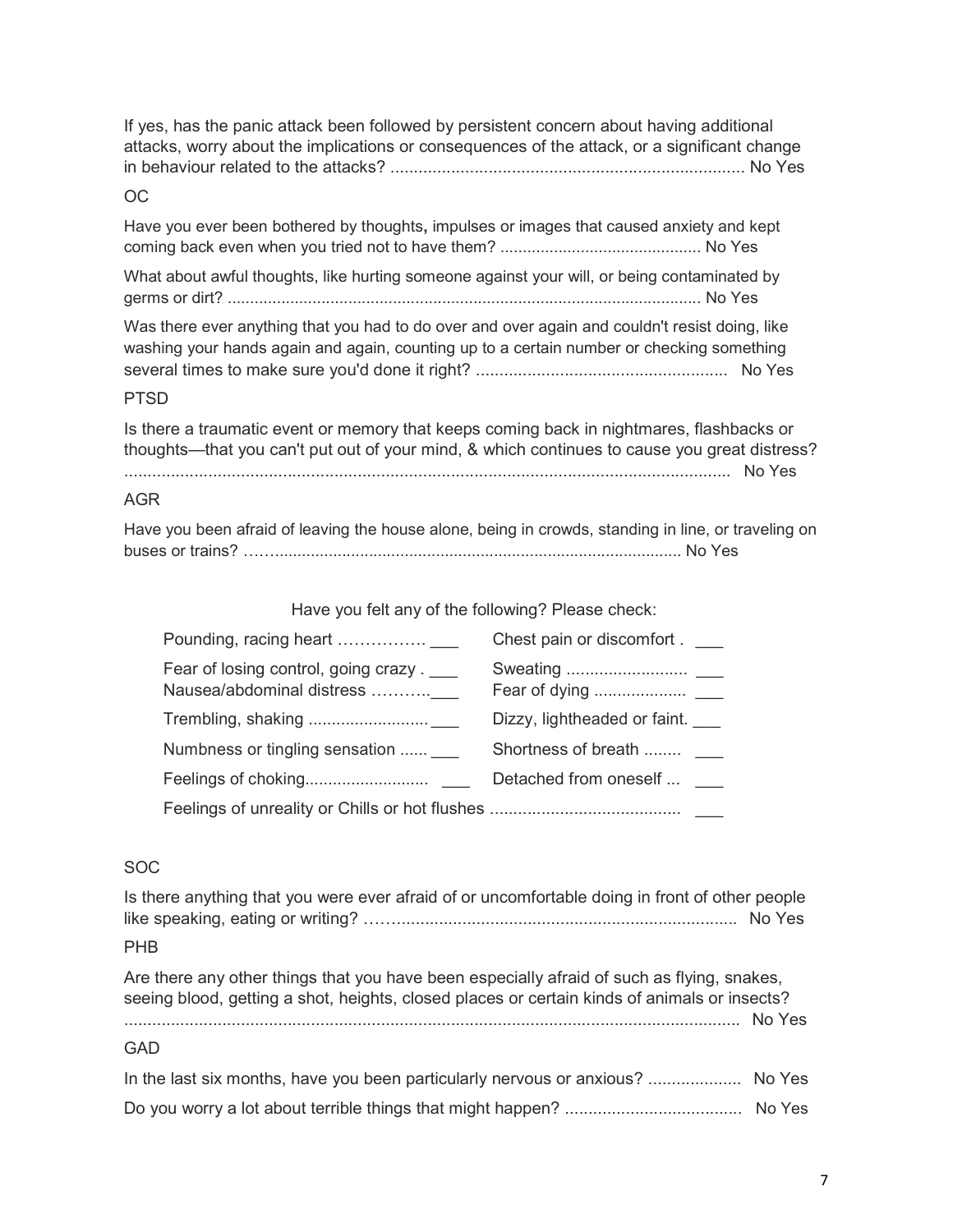If yes, has the panic attack been followed by persistent concern about having additional attacks, worry about the implications or consequences of the attack, or a significant change in behaviour related to the attacks? ........................................................................... No Yes

OC

Have you ever been bothered by thoughts**,** impulses or images that caused anxiety and kept coming back even when you tried not to have them? ............................................ No Yes

What about awful thoughts, like hurting someone against your will, or being contaminated by germs or dirt? ........................................................................................................ No Yes

Was there ever anything that you had to do over and over again and couldn't resist doing, like washing your hands again and again, counting up to a certain number or checking something several times to make sure you'd done it right? ...................................................... No Yes

PTSD

Is there a traumatic event or memory that keeps coming back in nightmares, flashbacks or thoughts—that you can't put out of your mind, & which continues to cause you great distress? .................................................................................................................................. No Yes

AGR

Have you been afraid of leaving the house alone, being in crowds, standing in line, or traveling on buses or trains? ……........................................................................................ No Yes

Have you felt any of the following? Please check:

| | |
|---|---|
| Pounding, racing heart ……………. ___ | Chest pain or discomfort . ___ |
| Fear of losing control, going crazy . ___ | Sweating .......................... ___ |
| Nausea/abdominal distress ………..___ | Fear of dying .................... ___ |
| Trembling, shaking .......................... ___ | Dizzy, lightheaded or faint. ___ |
| Numbness or tingling sensation ...... ___ | Shortness of breath ........ ___ |
| Feelings of choking........................... ___ | Detached from oneself ... ___ |
| Feelings of unreality or Chills or hot flushes ......................................... ___ | |

SOC

Is there anything that you were ever afraid of or uncomfortable doing in front of other people like speaking, eating or writing? …….......................................................................... No Yes

PHB

Are there any other things that you have been especially afraid of such as flying, snakes, seeing blood, getting a shot, heights, closed places or certain kinds of animals or insects? ...................................................................................................................................... No Yes

GAD

In the last six months, have you been particularly nervous or anxious? .................... No Yes

Do you worry a lot about terrible things that might happen? ...................................... No Yes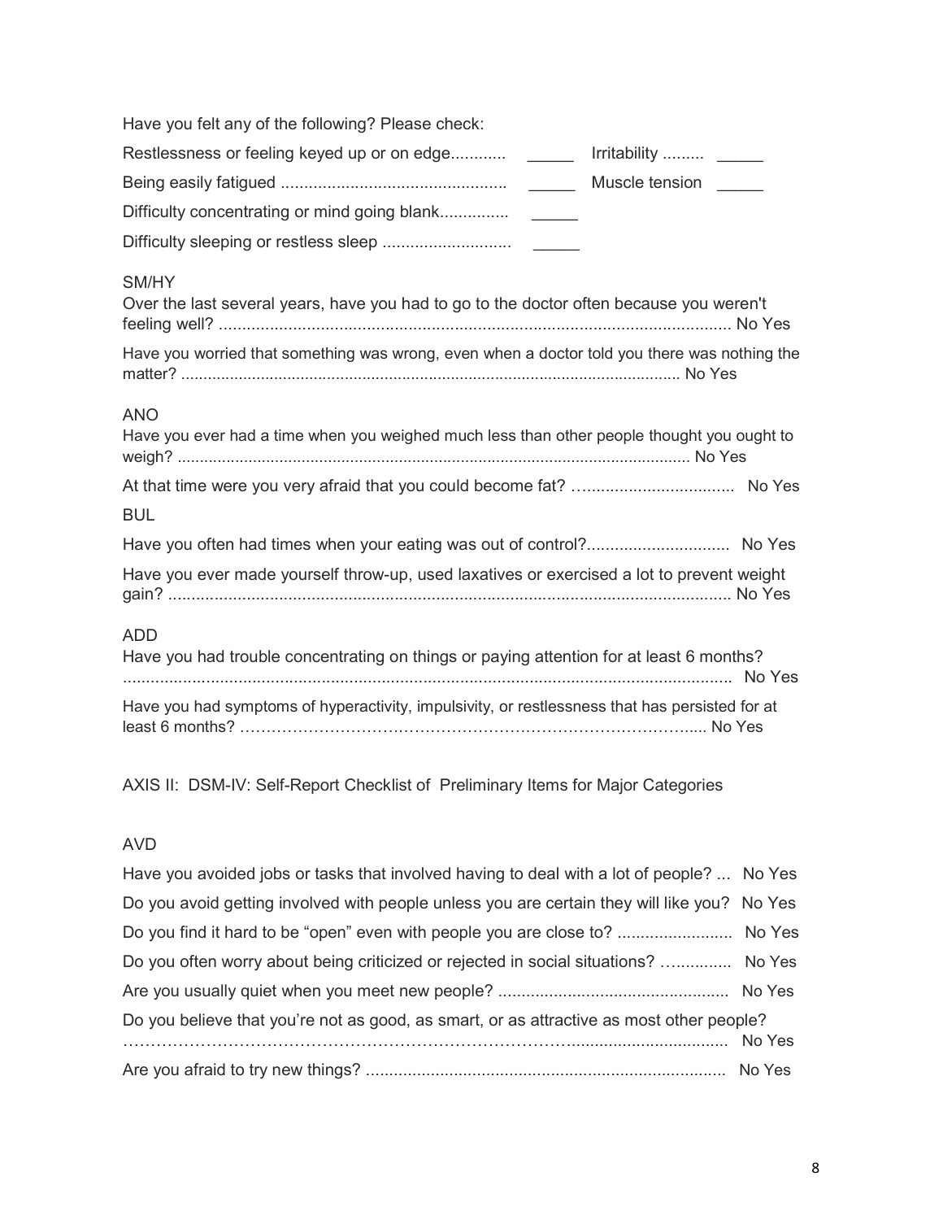Have you felt any of the following? Please check:

Restlessness or feeling keyed up or on edge............ _____ Irritability ......... _____

Being easily fatigued ................................................ _____ Muscle tension _____

Difficulty concentrating or mind going blank.............. _____

Difficulty sleeping or restless sleep ............................ _____

SM/HY

Over the last several years, have you had to go to the doctor often because you weren't feeling well? ............................................................................................................... No Yes

Have you worried that something was wrong, even when a doctor told you there was nothing the matter? ............................................................................................................... No Yes

ANO

Have you ever had a time when you weighed much less than other people thought you ought to weigh? ................................................................................................................ No Yes

At that time were you very afraid that you could become fat? ….............................. No Yes

BUL

Have you often had times when your eating was out of control?.............................. No Yes

Have you ever made yourself throw-up, used laxatives or exercised a lot to prevent weight gain? ......................................................................................................................... No Yes

ADD

Have you had trouble concentrating on things or paying attention for at least 6 months? ..................................................................................................................................... No Yes

Have you had symptoms of hyperactivity, impulsivity, or restlessness that has persisted for at least 6 months? …………………………………………………………………………..... No Yes

AXIS II: DSM-IV: Self-Report Checklist of Preliminary Items for Major Categories

AVD

Have you avoided jobs or tasks that involved having to deal with a lot of people? ... No Yes

Do you avoid getting involved with people unless you are certain they will like you? No Yes

Do you find it hard to be "open" even with people you are close to? ......................... No Yes

Do you often worry about being criticized or rejected in social situations? …............ No Yes

Are you usually quiet when you meet new people? .................................................. No Yes

Do you believe that you're not as good, as smart, or as attractive as most other people? ……………………………………………………………………….................................. No Yes

Are you afraid to try new things? .............................................................................. No Yes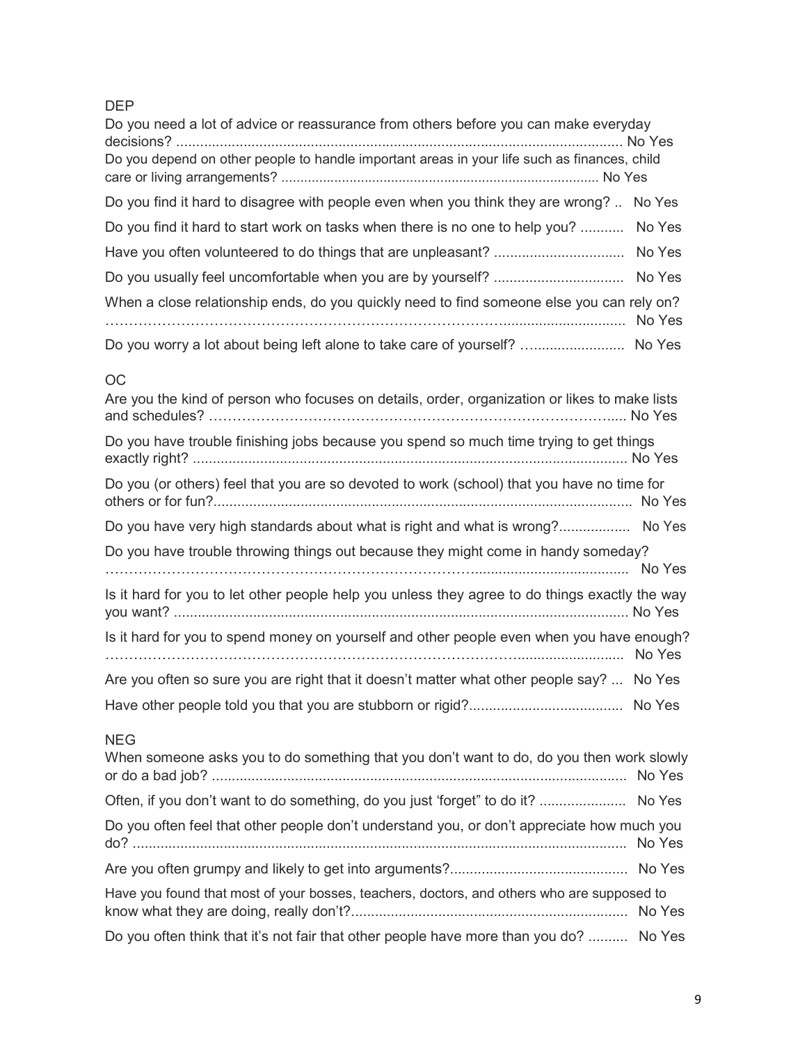DEP

Do you need a lot of advice or reassurance from others before you can make everyday decisions? .................................................................................................................. No Yes

Do you depend on other people to handle important areas in your life such as finances, child care or living arrangements? .................................................................................... No Yes

Do you find it hard to disagree with people even when you think they are wrong? .. No Yes

Do you find it hard to start work on tasks when there is no one to help you? ........... No Yes

Have you often volunteered to do things that are unpleasant? ................................. No Yes

Do you usually feel uncomfortable when you are by yourself? ................................. No Yes

When a close relationship ends, do you quickly need to find someone else you can rely on? …………………………………………………………………………............................. No Yes

Do you worry a lot about being left alone to take care of yourself? …....................... No Yes

OC

Are you the kind of person who focuses on details, order, organization or likes to make lists and schedules? ………………………………………………………………………….... No Yes

Do you have trouble finishing jobs because you spend so much time trying to get things exactly right? ............................................................................................................. No Yes

Do you (or others) feel that you are so devoted to work (school) that you have no time for others or for fun?.......................................................................................................... No Yes

Do you have very high standards about what is right and what is wrong?................. No Yes

Do you have trouble throwing things out because they might come in handy someday? ………………………………………………………………….......................................... No Yes

Is it hard for you to let other people help you unless they agree to do things exactly the way you want? ................................................................................................................... No Yes

Is it hard for you to spend money on yourself and other people even when you have enough? ……………………………………………………………………….......................... No Yes

Are you often so sure you are right that it doesn't matter what other people say? ... No Yes

Have other people told you that you are stubborn or rigid?....................................... No Yes

NEG

When someone asks you to do something that you don't want to do, do you then work slowly or do a bad job? ......................................................................................................... No Yes

Often, if you don't want to do something, do you just 'forget" to do it? ...................... No Yes

Do you often feel that other people don't understand you, or don't appreciate how much you do? ............................................................................................................................ No Yes

Are you often grumpy and likely to get into arguments?............................................. No Yes

Have you found that most of your bosses, teachers, doctors, and others who are supposed to know what they are doing, really don't?...................................................................... No Yes

Do you often think that it's not fair that other people have more than you do? .......... No Yes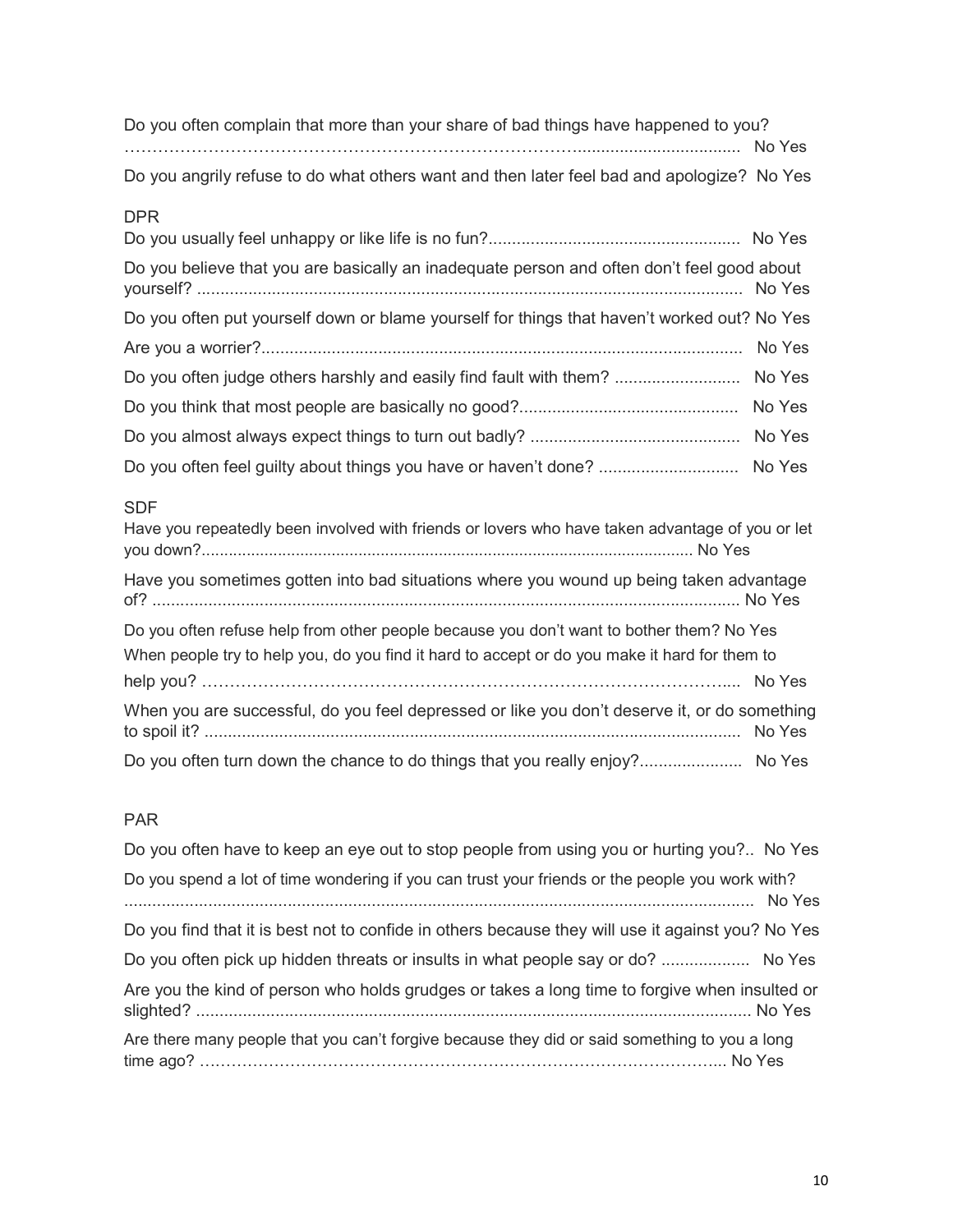Do you often complain that more than your share of bad things have happened to you? ........................................................................................................................ No Yes

Do you angrily refuse to do what others want and then later feel bad and apologize? No Yes

DPR

Do you usually feel unhappy or like life is no fun?...................................................... No Yes

Do you believe that you are basically an inadequate person and often don't feel good about yourself? ..................................................................................................................... No Yes

Do you often put yourself down or blame yourself for things that haven't worked out? No Yes

Are you a worrier?........................................................................................................ No Yes

Do you often judge others harshly and easily find fault with them? ........................... No Yes

Do you think that most people are basically no good?............................................... No Yes

Do you almost always expect things to turn out badly? ............................................. No Yes

Do you often feel guilty about things you have or haven't done? .............................. No Yes

SDF

Have you repeatedly been involved with friends or lovers who have taken advantage of you or let you down?............................................................................................................ No Yes

Have you sometimes gotten into bad situations where you wound up being taken advantage of? .............................................................................................................................. No Yes

Do you often refuse help from other people because you don't want to bother them? No Yes

When people try to help you, do you find it hard to accept or do you make it hard for them to help you? ..................................................................................................... No Yes

When you are successful, do you feel depressed or like you don't deserve it, or do something to spoil it? .................................................................................................................... No Yes

Do you often turn down the chance to do things that you really enjoy?...................... No Yes

PAR

Do you often have to keep an eye out to stop people from using you or hurting you?.. No Yes

Do you spend a lot of time wondering if you can trust your friends or the people you work with? ........................................................................................................................ No Yes

Do you find that it is best not to confide in others because they will use it against you? No Yes

Do you often pick up hidden threats or insults in what people say or do? ................... No Yes

Are you the kind of person who holds grudges or takes a long time to forgive when insulted or slighted? ........................................................................................................................ No Yes

Are there many people that you can't forgive because they did or said something to you a long time ago? ......................................................................................................... No Yes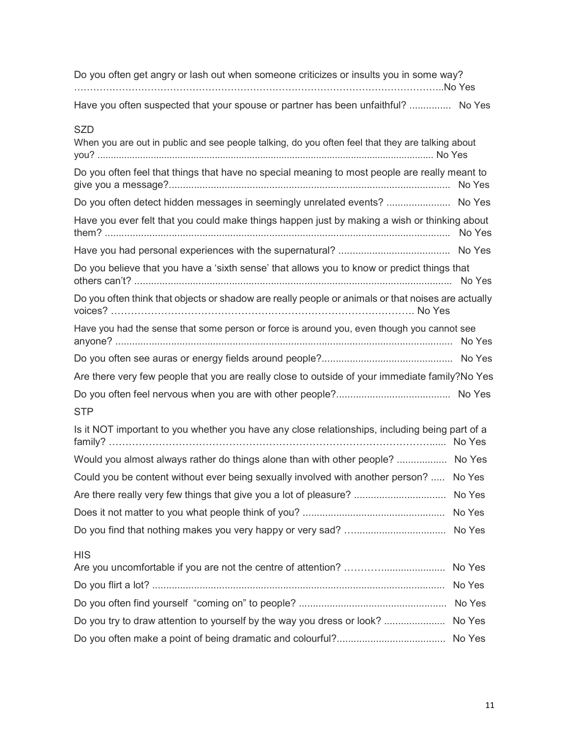Do you often get angry or lash out when someone criticizes or insults you in some way? ……………………………………………………………………………………………………..No Yes

Have you often suspected that your spouse or partner has been unfaithful? ............... No Yes

SZD

When you are out in public and see people talking, do you often feel that they are talking about you? ........................................................................................................................... No Yes

Do you often feel that things that have no special meaning to most people are really meant to give you a message?.................................................................................................... No Yes

Do you often detect hidden messages in seemingly unrelated events? ....................... No Yes

Have you ever felt that you could make things happen just by making a wish or thinking about them? ........................................................................................................................... No Yes

Have you had personal experiences with the supernatural? ........................................ No Yes

Do you believe that you have a 'sixth sense' that allows you to know or predict things that others can't? .................................................................................................................. No Yes

Do you often think that objects or shadow are really people or animals or that noises are actually voices? ……………………………………………………………………………. No Yes

Have you had the sense that some person or force is around you, even though you cannot see anyone? ........................................................................................................................ No Yes

Do you often see auras or energy fields around people?............................................... No Yes

Are there very few people that you are really close to outside of your immediate family?No Yes

Do you often feel nervous when you are with other people?......................................... No Yes

STP

Is it NOT important to you whether you have any close relationships, including being part of a family? …………………………………………………………………………………..... No Yes

Would you almost always rather do things alone than with other people? .................. No Yes

Could you be content without ever being sexually involved with another person? ..... No Yes

Are there really very few things that give you a lot of pleasure? ................................. No Yes

Does it not matter to you what people think of you? ................................................... No Yes

Do you find that nothing makes you very happy or very sad? …................................ No Yes

HIS

Are you uncomfortable if you are not the centre of attention? ……….…..................... No Yes

Do you flirt a lot? ......................................................................................................... No Yes

Do you often find yourself "coming on" to people? ..................................................... No Yes

Do you try to draw attention to yourself by the way you dress or look? ...................... No Yes

Do you often make a point of being dramatic and colourful?....................................... No Yes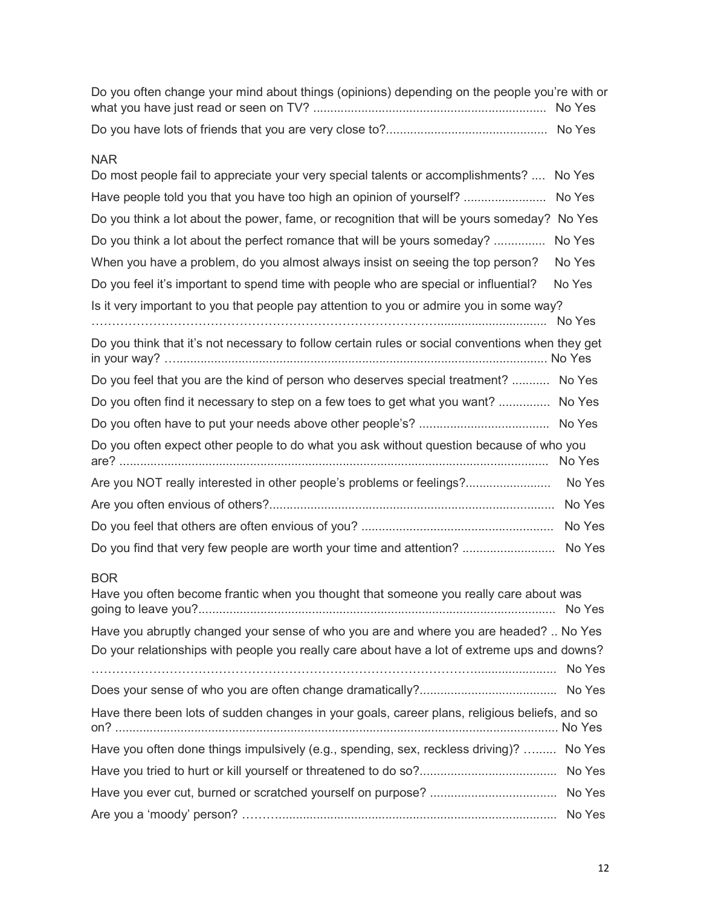Do you often change your mind about things (opinions) depending on the people you're with or what you have just read or seen on TV? .................................................................... No Yes

Do you have lots of friends that you are very close to?............................................... No Yes

NAR

Do most people fail to appreciate your very special talents or accomplishments? .... No Yes

Have people told you that you have too high an opinion of yourself? ........................ No Yes

Do you think a lot about the power, fame, or recognition that will be yours someday? No Yes

Do you think a lot about the perfect romance that will be yours someday? .............. No Yes

When you have a problem, do you almost always insist on seeing the top person? No Yes

Do you feel it's important to spend time with people who are special or influential? No Yes

Is it very important to you that people pay attention to you or admire you in some way? ………………………………………………………………………….............................. No Yes

Do you think that it's not necessary to follow certain rules or social conventions when they get in your way? …............................................................................................................ No Yes

Do you feel that you are the kind of person who deserves special treatment? ........... No Yes

Do you often find it necessary to step on a few toes to get what you want? .............. No Yes

Do you often have to put your needs above other people's? ...................................... No Yes

Do you often expect other people to do what you ask without question because of who you are? ............................................................................................................................ No Yes

Are you NOT really interested in other people's problems or feelings?......................... No Yes

Are you often envious of others?.................................................................................... No Yes

Do you feel that others are often envious of you? ........................................................ No Yes

Do you find that very few people are worth your time and attention? .......................... No Yes

BOR

Have you often become frantic when you thought that someone you really care about was going to leave you?........................................................................................................ No Yes

Have you abruptly changed your sense of who you are and where you are headed? .. No Yes

Do your relationships with people you really care about have a lot of extreme ups and downs? ………………………………………………………………………….......................... No Yes

Does your sense of who you are often change dramatically?........................................ No Yes

Have there been lots of sudden changes in your goals, career plans, religious beliefs, and so on? ................................................................................................................................. No Yes

Have you often done things impulsively (e.g., spending, sex, reckless driving)? …...... No Yes

Have you tried to hurt or kill yourself or threatened to do so?........................................ No Yes

Have you ever cut, burned or scratched yourself on purpose? ..................................... No Yes

Are you a 'moody' person? ………................................................................................ No Yes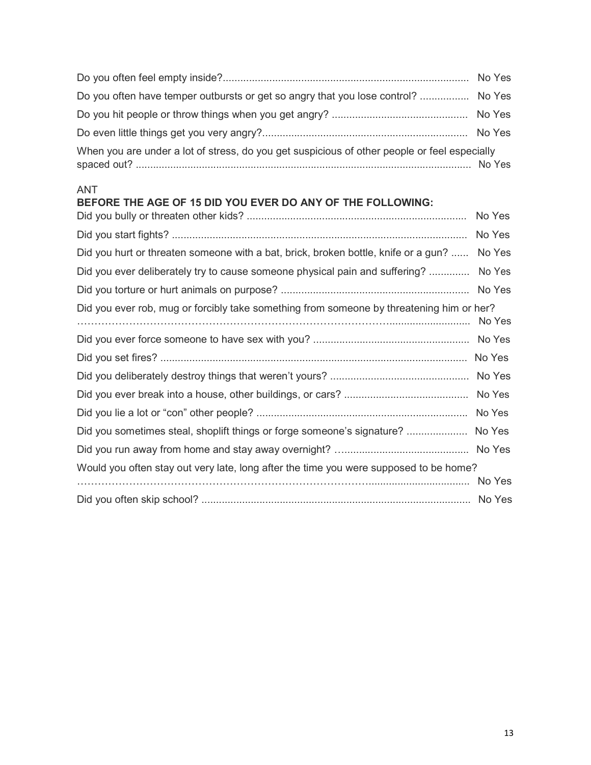Do you often feel empty inside?.................................................................................... No Yes

Do you often have temper outbursts or get so angry that you lose control? ................. No Yes

Do you hit people or throw things when you get angry? ............................................... No Yes

Do even little things get you very angry?....................................................................... No Yes

When you are under a lot of stress, do you get suspicious of other people or feel especially spaced out? .................................................................................................................... No Yes

ANT

**BEFORE THE AGE OF 15 DID YOU EVER DO ANY OF THE FOLLOWING:**

Did you bully or threaten other kids? ............................................................................ No Yes

Did you start fights? ...................................................................................................... No Yes

Did you hurt or threaten someone with a bat, brick, broken bottle, knife or a gun? ...... No Yes

Did you ever deliberately try to cause someone physical pain and suffering? ............. No Yes

Did you torture or hurt animals on purpose? ................................................................. No Yes

Did you ever rob, mug or forcibly take something from someone by threatening him or her? ………………………………………………………………………….......................... No Yes

Did you ever force someone to have sex with you? ...................................................... No Yes

Did you set fires? .......................................................................................................... No Yes

Did you deliberately destroy things that weren't yours? ................................................ No Yes

Did you ever break into a house, other buildings, or cars? ........................................... No Yes

Did you lie a lot or "con" other people? ......................................................................... No Yes

Did you sometimes steal, shoplift things or forge someone's signature? ..................... No Yes

Did you run away from home and stay away overnight? …........................................... No Yes

Would you often stay out very late, long after the time you were supposed to be home? ……………………………………………………………………….................................. No Yes

Did you often skip school? ............................................................................................ No Yes